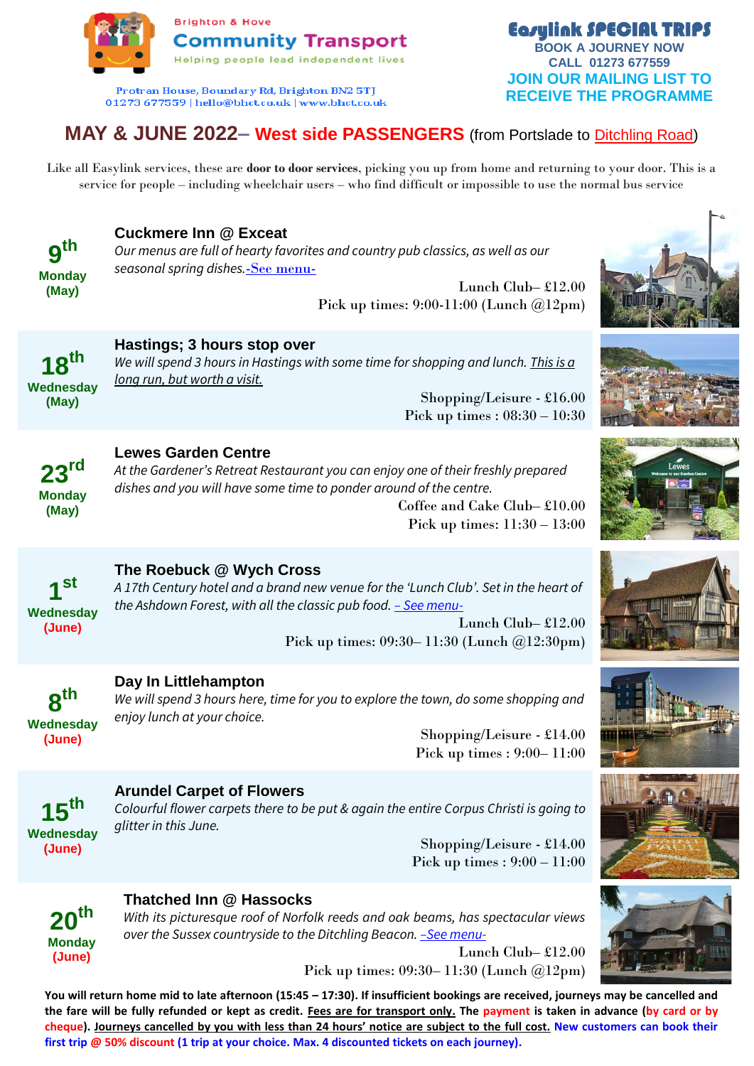Brighton & Hove **Community Transport**
Helping people lead independent lives

Protran House, Boundary Rd, Brighton BN2 5TJ
01273 677559 | hello@bhct.co.uk | www.bhct.co.uk

**Easylink SPECIAL TRIPS**
**BOOK A JOURNEY NOW**
**CALL 01273 677559**
**JOIN OUR MAILING LIST TO RECEIVE THE PROGRAMME**

# MAY & JUNE 2022– West side PASSENGERS (from Portslade to Ditchling Road)

Like all Easylink services, these are **door to door services**, picking you up from home and returning to your door. This is a service for people – including wheelchair users – who find difficult or impossible to use the normal bus service

**9th Monday (May)**

### Cuckmere Inn @ Exceat

*Our menus are full of hearty favorites and country pub classics, as well as our seasonal spring dishes.*-See menu-

Lunch Club– £12.00
Pick up times: 9:00-11:00 (Lunch @12pm)

**18th Wednesday (May)**

### Hastings; 3 hours stop over

*We will spend 3 hours in Hastings with some time for shopping and lunch. This is a long run, but worth a visit.*

Shopping/Leisure - £16.00
Pick up times : 08:30 – 10:30

**23rd Monday (May)**

### Lewes Garden Centre

*At the Gardener's Retreat Restaurant you can enjoy one of their freshly prepared dishes and you will have some time to ponder around of the centre.*

Coffee and Cake Club– £10.00
Pick up times: 11:30 – 13:00

**1st Wednesday (June)**

### The Roebuck @ Wych Cross

*A 17th Century hotel and a brand new venue for the 'Lunch Club'. Set in the heart of the Ashdown Forest, with all the classic pub food. – See menu-*

Lunch Club– £12.00
Pick up times: 09:30– 11:30 (Lunch @12:30pm)

**8th Wednesday (June)**

### Day In Littlehampton

*We will spend 3 hours here, time for you to explore the town, do some shopping and enjoy lunch at your choice.*

Shopping/Leisure - £14.00
Pick up times : 9:00– 11:00

**15th Wednesday (June)**

### Arundel Carpet of Flowers

*Colourful flower carpets there to be put & again the entire Corpus Christi is going to glitter in this June.*

Shopping/Leisure - £14.00
Pick up times : 9:00 – 11:00

**20th Monday (June)**

### Thatched Inn @ Hassocks

*With its picturesque roof of Norfolk reeds and oak beams, has spectacular views over the Sussex countryside to the Ditchling Beacon. –See menu-*

Lunch Club– £12.00
Pick up times: 09:30– 11:30 (Lunch @12pm)

**You will return home mid to late afternoon (15:45 – 17:30). If insufficient bookings are received, journeys may be cancelled and the fare will be fully refunded or kept as credit. Fees are for transport only. The payment is taken in advance (by card or by cheque). Journeys cancelled by you with less than 24 hours' notice are subject to the full cost. New customers can book their first trip @ 50% discount (1 trip at your choice. Max. 4 discounted tickets on each journey).**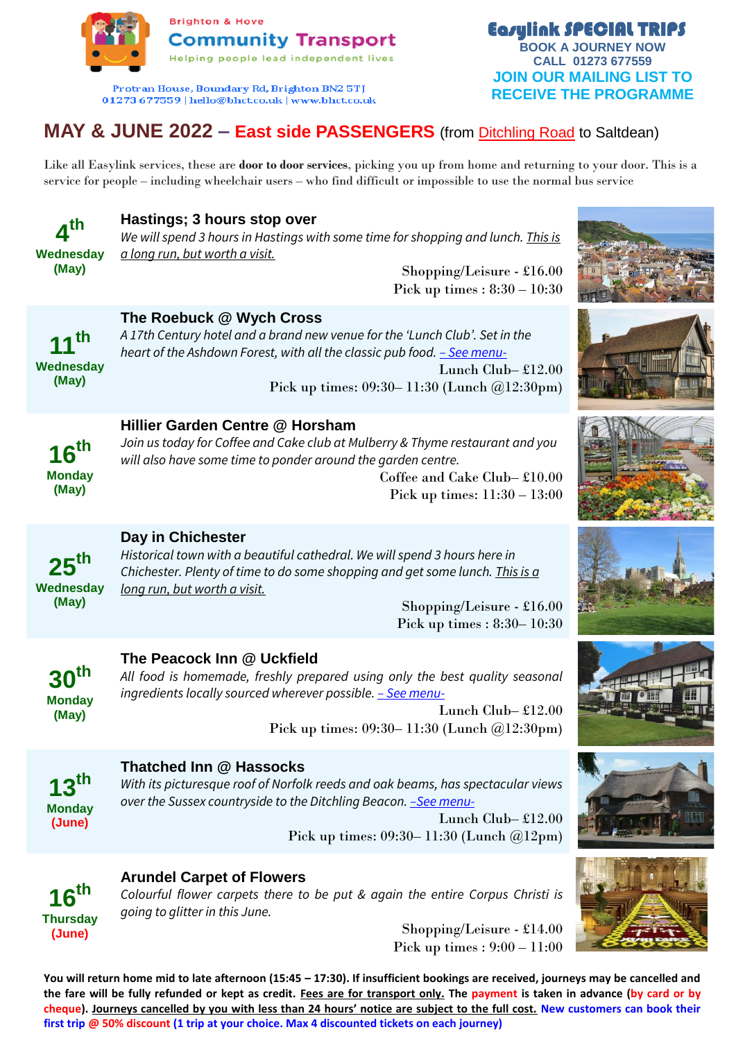Brighton & Hove
**Community Transport**
Helping people lead independent lives

Protran House, Boundary Rd, Brighton BN2 5TJ
01273 677559 | hello@bhct.co.uk | www.bhct.co.uk

**Easylink SPECIAL TRIPS**
**BOOK A JOURNEY NOW**
**CALL 01273 677559**
**JOIN OUR MAILING LIST TO RECEIVE THE PROGRAMME**

## MAY & JUNE 2022 – East side PASSENGERS (from Ditchling Road to Saltdean)

Like all Easylink services, these are **door to door services**, picking you up from home and returning to your door. This is a service for people – including wheelchair users – who find difficult or impossible to use the normal bus service

---

**4th Wednesday (May)**

### Hastings; 3 hours stop over

*We will spend 3 hours in Hastings with some time for shopping and lunch. This is a long run, but worth a visit.*

Shopping/Leisure - £16.00
Pick up times : 8:30 – 10:30

---

**11th Wednesday (May)**

### The Roebuck @ Wych Cross

*A 17th Century hotel and a brand new venue for the 'Lunch Club'. Set in the heart of the Ashdown Forest, with all the classic pub food. – See menu-*

Lunch Club– £12.00
Pick up times: 09:30– 11:30 (Lunch @12:30pm)

---

**16th Monday (May)**

### Hillier Garden Centre @ Horsham

*Join us today for Coffee and Cake club at Mulberry & Thyme restaurant and you will also have some time to ponder around the garden centre.*

Coffee and Cake Club– £10.00
Pick up times: 11:30 – 13:00

---

**25th Wednesday (May)**

### Day in Chichester

*Historical town with a beautiful cathedral. We will spend 3 hours here in Chichester. Plenty of time to do some shopping and get some lunch. This is a long run, but worth a visit.*

Shopping/Leisure - £16.00
Pick up times : 8:30– 10:30

---

**30th Monday (May)**

### The Peacock Inn @ Uckfield

*All food is homemade, freshly prepared using only the best quality seasonal ingredients locally sourced wherever possible. – See menu-*

Lunch Club– £12.00
Pick up times: 09:30– 11:30 (Lunch @12:30pm)

---

**13th Monday (June)**

### Thatched Inn @ Hassocks

*With its picturesque roof of Norfolk reeds and oak beams, has spectacular views over the Sussex countryside to the Ditchling Beacon. –See menu-*

Lunch Club– £12.00
Pick up times: 09:30– 11:30 (Lunch @12pm)

---

**16th Thursday (June)**

### Arundel Carpet of Flowers

*Colourful flower carpets there to be put & again the entire Corpus Christi is going to glitter in this June.*

Shopping/Leisure - £14.00
Pick up times : 9:00 – 11:00

---

**You will return home mid to late afternoon (15:45 – 17:30). If insufficient bookings are received, journeys may be cancelled and the fare will be fully refunded or kept as credit. Fees are for transport only. The payment is taken in advance (by card or by cheque). Journeys cancelled by you with less than 24 hours' notice are subject to the full cost. New customers can book their first trip @ 50% discount (1 trip at your choice. Max 4 discounted tickets on each journey)**